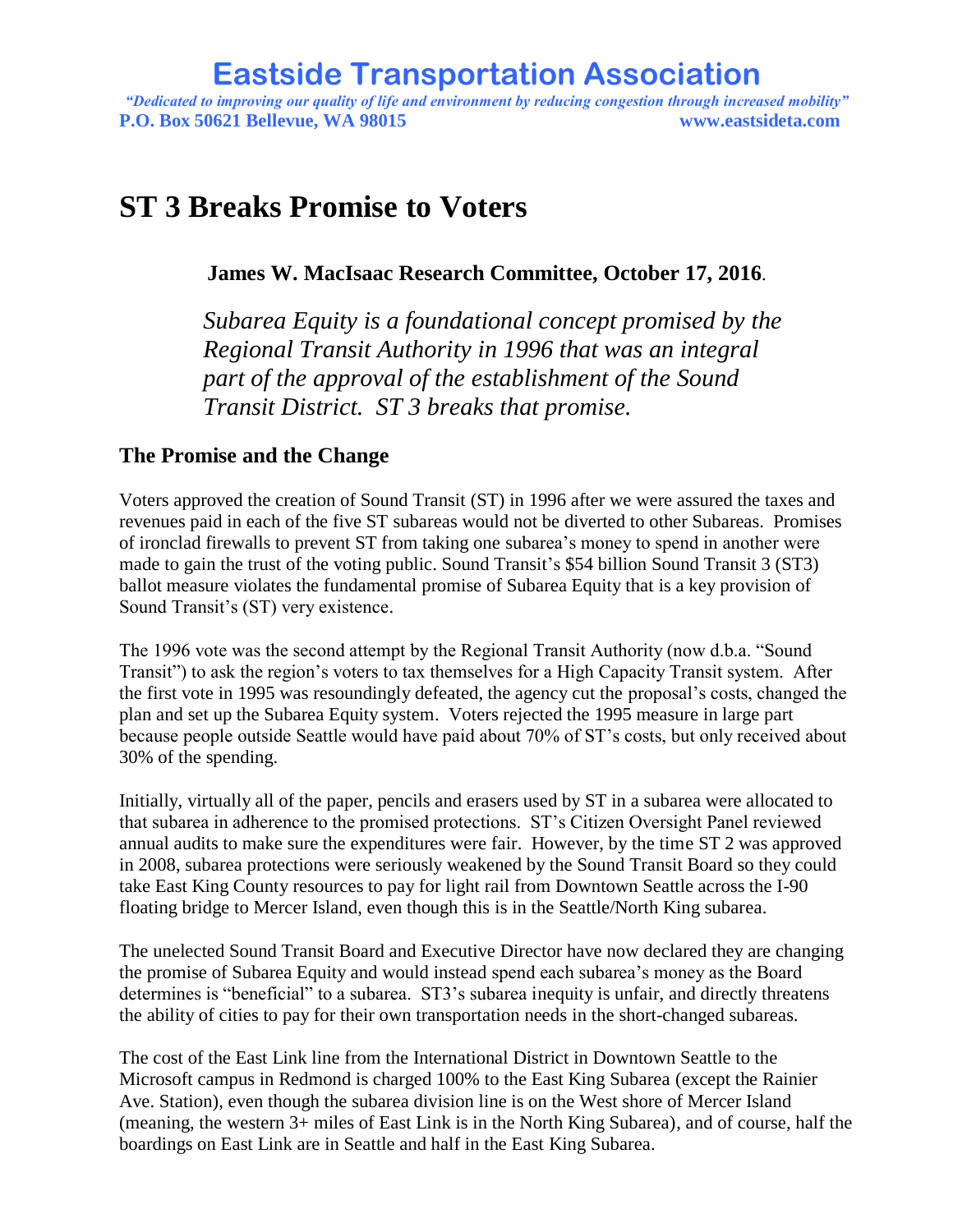# Eastside Transportation Association

*"Dedicated to improving our quality of life and environment by reducing congestion through increased mobility"*

**P.O. Box 50621 Bellevue, WA 98015** **www.eastsideta.com**

# ST 3 Breaks Promise to Voters

**James W. MacIsaac Research Committee, October 17, 2016**.

*Subarea Equity is a foundational concept promised by the Regional Transit Authority in 1996 that was an integral part of the approval of the establishment of the Sound Transit District. ST 3 breaks that promise.*

## The Promise and the Change

Voters approved the creation of Sound Transit (ST) in 1996 after we were assured the taxes and revenues paid in each of the five ST subareas would not be diverted to other Subareas. Promises of ironclad firewalls to prevent ST from taking one subarea's money to spend in another were made to gain the trust of the voting public. Sound Transit's $54 billion Sound Transit 3 (ST3) ballot measure violates the fundamental promise of Subarea Equity that is a key provision of Sound Transit's (ST) very existence.

The 1996 vote was the second attempt by the Regional Transit Authority (now d.b.a. "Sound Transit") to ask the region's voters to tax themselves for a High Capacity Transit system. After the first vote in 1995 was resoundingly defeated, the agency cut the proposal's costs, changed the plan and set up the Subarea Equity system. Voters rejected the 1995 measure in large part because people outside Seattle would have paid about 70% of ST's costs, but only received about 30% of the spending.

Initially, virtually all of the paper, pencils and erasers used by ST in a subarea were allocated to that subarea in adherence to the promised protections. ST's Citizen Oversight Panel reviewed annual audits to make sure the expenditures were fair. However, by the time ST 2 was approved in 2008, subarea protections were seriously weakened by the Sound Transit Board so they could take East King County resources to pay for light rail from Downtown Seattle across the I-90 floating bridge to Mercer Island, even though this is in the Seattle/North King subarea.

The unelected Sound Transit Board and Executive Director have now declared they are changing the promise of Subarea Equity and would instead spend each subarea's money as the Board determines is "beneficial" to a subarea. ST3's subarea inequity is unfair, and directly threatens the ability of cities to pay for their own transportation needs in the short-changed subareas.

The cost of the East Link line from the International District in Downtown Seattle to the Microsoft campus in Redmond is charged 100% to the East King Subarea (except the Rainier Ave. Station), even though the subarea division line is on the West shore of Mercer Island (meaning, the western 3+ miles of East Link is in the North King Subarea), and of course, half the boardings on East Link are in Seattle and half in the East King Subarea.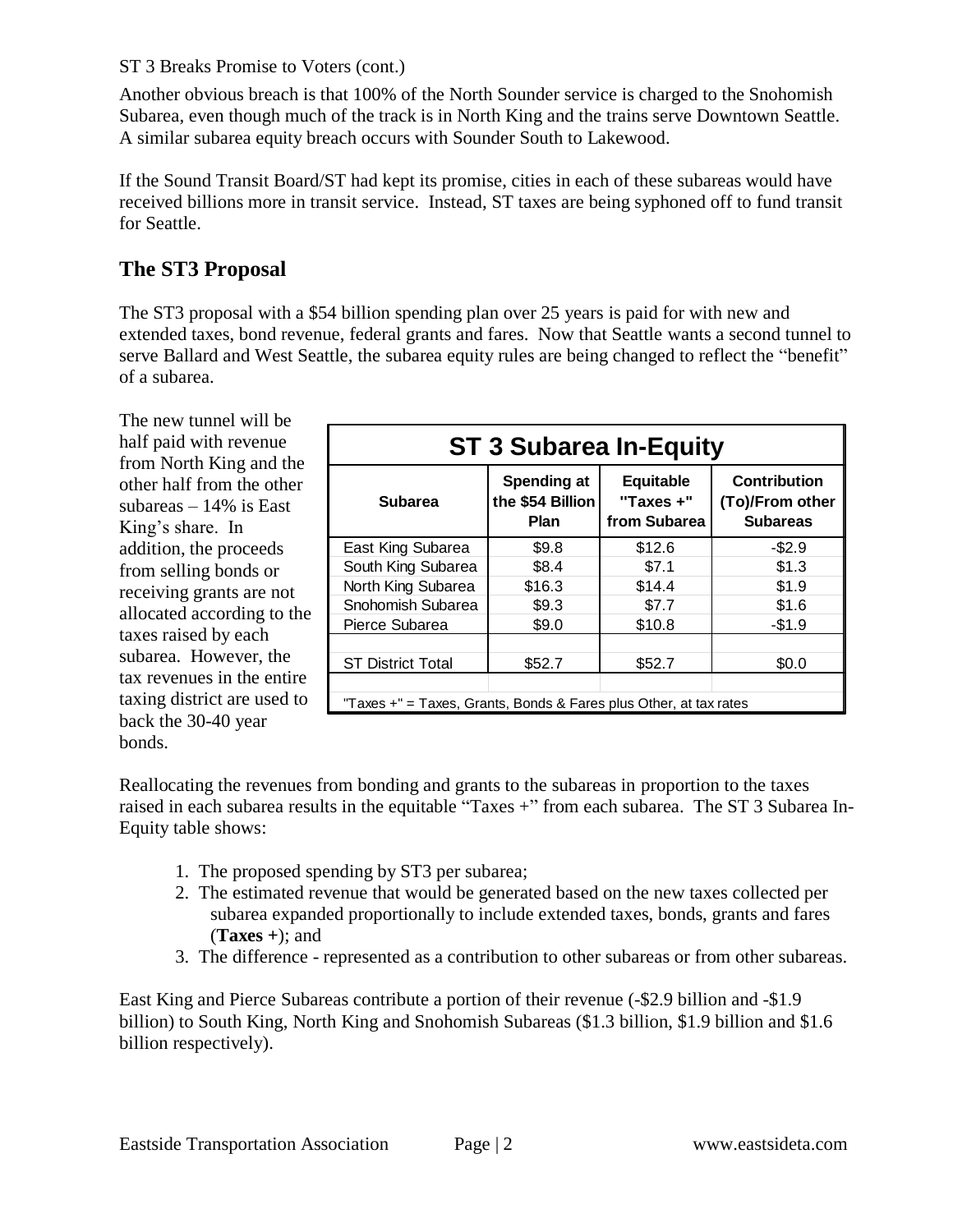ST 3 Breaks Promise to Voters (cont.)

Another obvious breach is that 100% of the North Sounder service is charged to the Snohomish Subarea, even though much of the track is in North King and the trains serve Downtown Seattle. A similar subarea equity breach occurs with Sounder South to Lakewood.

If the Sound Transit Board/ST had kept its promise, cities in each of these subareas would have received billions more in transit service. Instead, ST taxes are being syphoned off to fund transit for Seattle.

## The ST3 Proposal

The ST3 proposal with a $54 billion spending plan over 25 years is paid for with new and extended taxes, bond revenue, federal grants and fares. Now that Seattle wants a second tunnel to serve Ballard and West Seattle, the subarea equity rules are being changed to reflect the "benefit" of a subarea.

The new tunnel will be half paid with revenue from North King and the other half from the other subareas – 14% is East King's share. In addition, the proceeds from selling bonds or receiving grants are not allocated according to the taxes raised by each subarea. However, the tax revenues in the entire taxing district are used to back the 30-40 year bonds.

**ST 3 Subarea In-Equity**

| Subarea | Spending at the $54 Billion Plan | Equitable "Taxes +" from Subarea | Contribution (To)/From other Subareas |
|---|---|---|---|
| East King Subarea | $9.8 | $12.6 | -$2.9 |
| South King Subarea | $8.4 | $7.1 | $1.3 |
| North King Subarea | $16.3 | $14.4 | $1.9 |
| Snohomish Subarea | $9.3 | $7.7 | $1.6 |
| Pierce Subarea | $9.0 | $10.8 | -$1.9 |
| | | | |
| ST District Total | $52.7 | $52.7 | $0.0 |

"Taxes +" = Taxes, Grants, Bonds & Fares plus Other, at tax rates

Reallocating the revenues from bonding and grants to the subareas in proportion to the taxes raised in each subarea results in the equitable "Taxes +" from each subarea. The ST 3 Subarea In-Equity table shows:

1. The proposed spending by ST3 per subarea;
2. The estimated revenue that would be generated based on the new taxes collected per subarea expanded proportionally to include extended taxes, bonds, grants and fares (**Taxes +**); and
3. The difference - represented as a contribution to other subareas or from other subareas.

East King and Pierce Subareas contribute a portion of their revenue (-$2.9 billion and -$1.9 billion) to South King, North King and Snohomish Subareas ($1.3 billion, $1.9 billion and $1.6 billion respectively).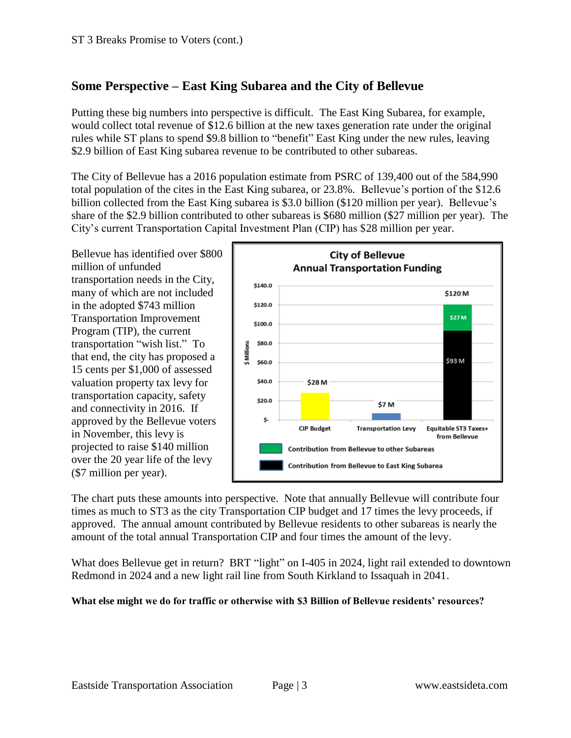## Some Perspective – East King Subarea and the City of Bellevue

Putting these big numbers into perspective is difficult. The East King Subarea, for example, would collect total revenue of $12.6 billion at the new taxes generation rate under the original rules while ST plans to spend $9.8 billion to "benefit" East King under the new rules, leaving $2.9 billion of East King subarea revenue to be contributed to other subareas.

The City of Bellevue has a 2016 population estimate from PSRC of 139,400 out of the 584,990 total population of the cites in the East King subarea, or 23.8%. Bellevue's portion of the $12.6 billion collected from the East King subarea is $3.0 billion ($120 million per year). Bellevue's share of the $2.9 billion contributed to other subareas is $680 million ($27 million per year). The City's current Transportation Capital Investment Plan (CIP) has $28 million per year.

Bellevue has identified over $800 million of unfunded transportation needs in the City, many of which are not included in the adopted $743 million Transportation Improvement Program (TIP), the current transportation "wish list." To that end, the city has proposed a 15 cents per $1,000 of assessed valuation property tax levy for transportation capacity, safety and connectivity in 2016. If approved by the Bellevue voters in November, this levy is projected to raise $140 million over the 20 year life of the levy ($7 million per year).

City of Bellevue
Annual Transportation Funding

$ Millions
$140.0
$120.0
$100.0
$80.0
$60.0
$40.0
$20.0
$-

CIP Budget: $28 M
Transportation Levy: $7 M
Equitable ST3 Taxes+ from Bellevue: $120 M ($27 M, $93 M)

Contribution from Bellevue to other Subareas
Contribution from Bellevue to East King Subarea

The chart puts these amounts into perspective. Note that annually Bellevue will contribute four times as much to ST3 as the city Transportation CIP budget and 17 times the levy proceeds, if approved. The annual amount contributed by Bellevue residents to other subareas is nearly the amount of the total annual Transportation CIP and four times the amount of the levy.

What does Bellevue get in return? BRT "light" on I-405 in 2024, light rail extended to downtown Redmond in 2024 and a new light rail line from South Kirkland to Issaquah in 2041.

**What else might we do for traffic or otherwise with $3 Billion of Bellevue residents' resources?**